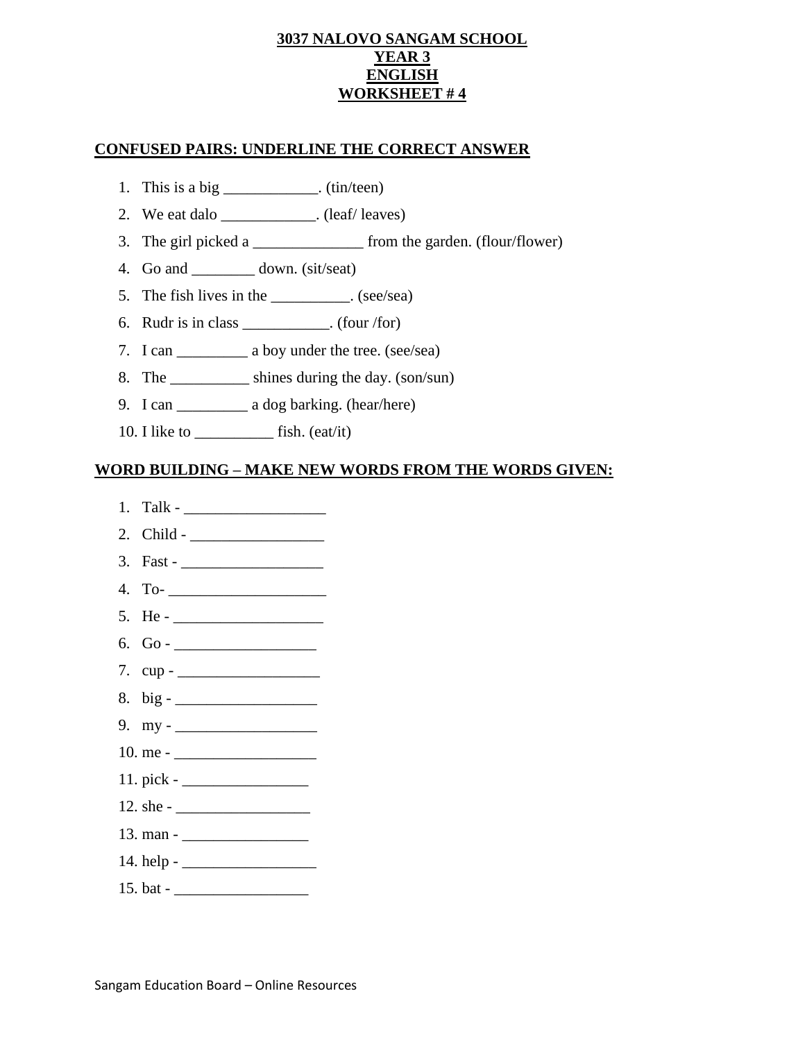**3037 NALOVO SANGAM SCHOOL**
**YEAR 3**
**ENGLISH**
**WORKSHEET # 4**

## CONFUSED PAIRS: UNDERLINE THE CORRECT ANSWER

1. This is a big ____________. (tin/teen)
2. We eat dalo ____________. (leaf/ leaves)
3. The girl picked a ______________ from the garden. (flour/flower)
4. Go and ________ down. (sit/seat)
5. The fish lives in the __________. (see/sea)
6. Rudr is in class ___________. (four /for)
7. I can _________ a boy under the tree. (see/sea)
8. The __________ shines during the day. (son/sun)
9. I can _________ a dog barking. (hear/here)
10. I like to __________ fish. (eat/it)

## WORD BUILDING – MAKE NEW WORDS FROM THE WORDS GIVEN:

1. Talk - __________________
2. Child - _________________
3. Fast - __________________
4. To- ____________________
5. He - ___________________
6. Go - __________________
7. cup - __________________
8. big - __________________
9. my - __________________
10. me - __________________
11. pick - ________________
12. she - _________________
13. man - ________________
14. help - _________________
15. bat - _________________

Sangam Education Board – Online Resources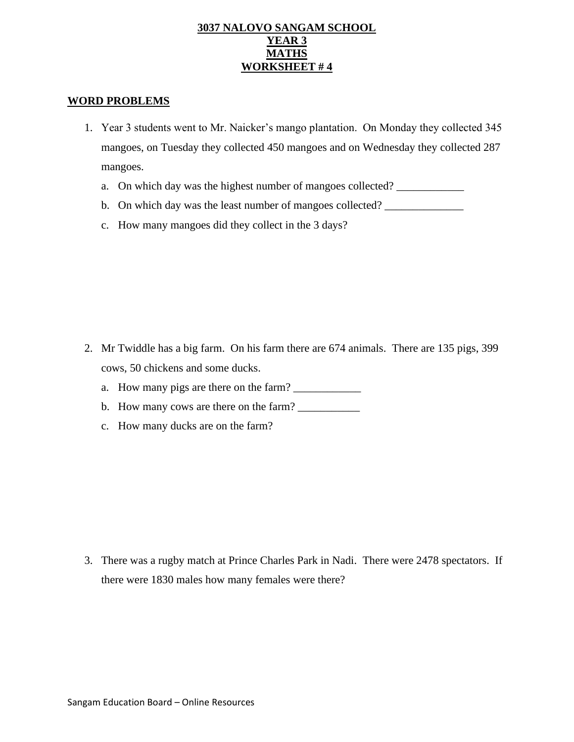**3037 NALOVO SANGAM SCHOOL**
**YEAR 3**
**MATHS**
**WORKSHEET # 4**

## WORD PROBLEMS

1. Year 3 students went to Mr. Naicker's mango plantation. On Monday they collected 345 mangoes, on Tuesday they collected 450 mangoes and on Wednesday they collected 287 mangoes.
   a. On which day was the highest number of mangoes collected? ____________
   b. On which day was the least number of mangoes collected? ______________
   c. How many mangoes did they collect in the 3 days?

2. Mr Twiddle has a big farm. On his farm there are 674 animals. There are 135 pigs, 399 cows, 50 chickens and some ducks.
   a. How many pigs are there on the farm? ____________
   b. How many cows are there on the farm? ___________
   c. How many ducks are on the farm?

3. There was a rugby match at Prince Charles Park in Nadi. There were 2478 spectators. If there were 1830 males how many females were there?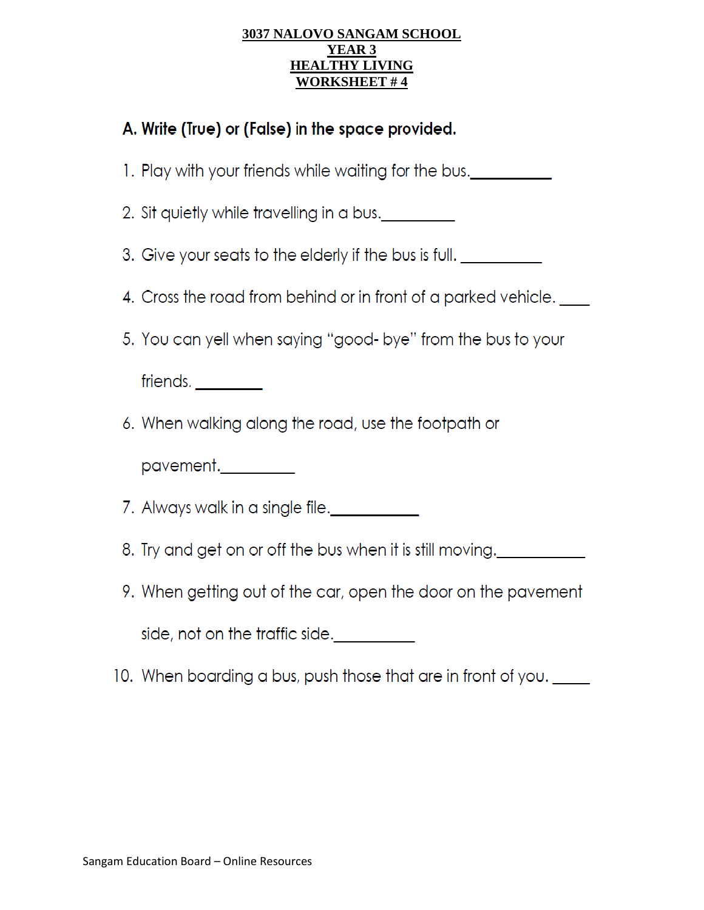**3037 NALOVO SANGAM SCHOOL**
**YEAR 3**
**HEALTHY LIVING**
**WORKSHEET # 4**

**A. Write (True) or (False) in the space provided.**

1. Play with your friends while waiting for the bus.__________
2. Sit quietly while travelling in a bus.__________
3. Give your seats to the elderly if the bus is full. __________
4. Cross the road from behind or in front of a parked vehicle. ____
5. You can yell when saying "good- bye" from the bus to your friends. ________
6. When walking along the road, use the footpath or pavement.__________
7. Always walk in a single file.__________
8. Try and get on or off the bus when it is still moving.__________
9. When getting out of the car, open the door on the pavement side, not on the traffic side.__________
10. When boarding a bus, push those that are in front of you. _____

Sangam Education Board – Online Resources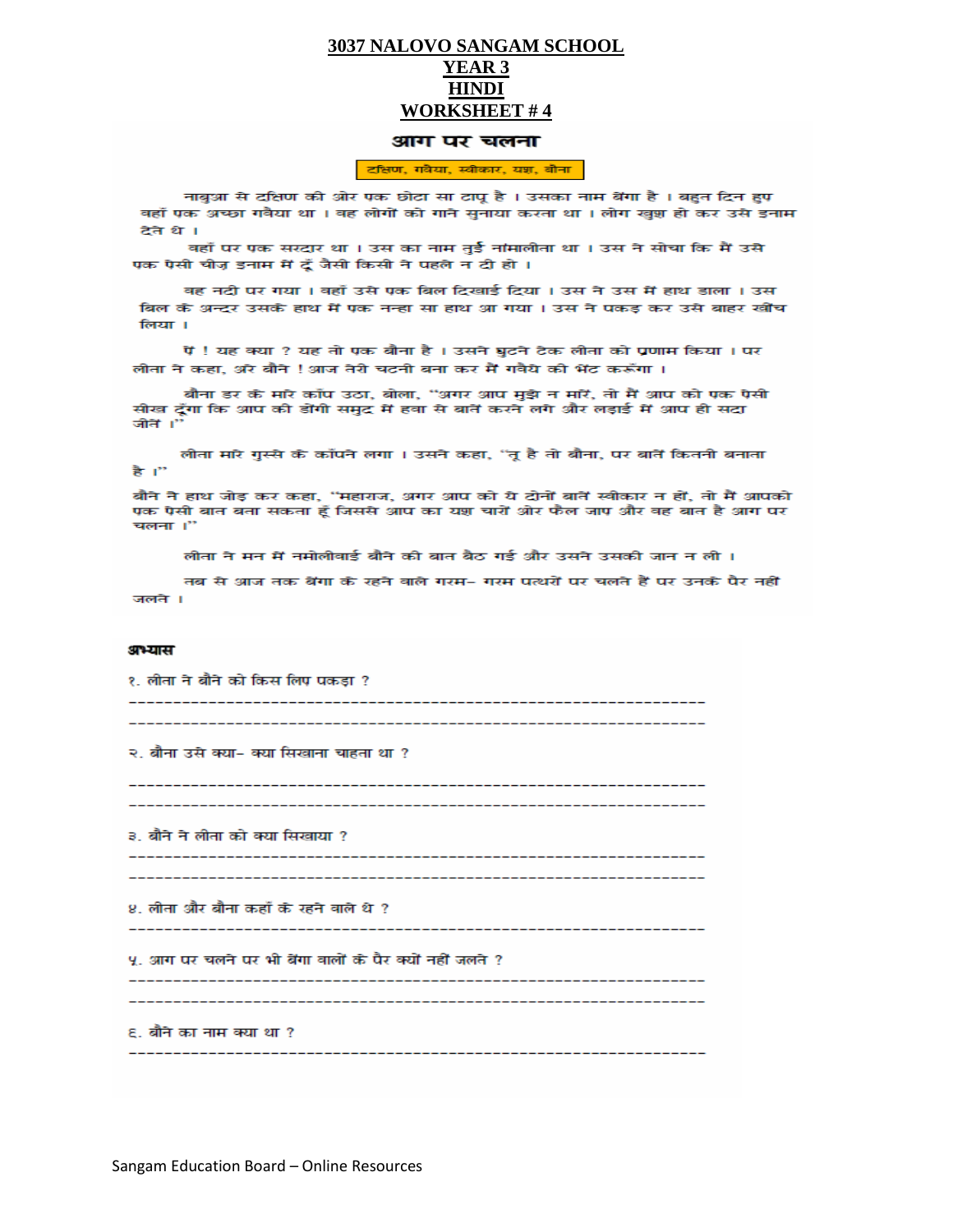# 3037 NALOVO SANGAM SCHOOL

## YEAR 3

## HINDI

## WORKSHEET # 4

### आग पर चलना

दक्षिण, गवैया, स्वीकार, यश, बौना

नाबुआ से दक्षिण की ओर एक छोटा सा टापू है । उसका नाम बेंगा है । बहुत दिन हुए वहाँ एक अच्छा गवैया था । वह लोगों को गाने सुनाया करता था । लोग खुश हो कर उसे इनाम देते थे ।

वहाँ पर एक सरदार था । उस का नाम तुई नामालीता था । उस ने सोचा कि मैं उसे एक ऐसी चीज़ इनाम में दूँ जैसी किसी ने पहले न दी हो ।

वह नदी पर गया । वहाँ उसे एक बिल दिखाई दिया । उस ने उस में हाथ डाला । उस बिल के अन्दर उसके हाथ में एक नन्हा सा हाथ आ गया । उस ने पकड़ कर उसे बाहर खींच लिया ।

ऐं ! यह क्या ? यह तो एक बौना है । उसने घुटने टेक लीता को प्रणाम किया । पर लीता ने कहा, अरे बौने ! आज तेरी चटनी बना कर मैं गवैये को भेंट करूँगा ।

बौना डर के मारे काँप उठा, बोला, "अगर आप मुझे न मारें, तो मैं आप को एक ऐसी सीख दूँगा कि आप की डोंगी समुद्र में हवा से बातें करने लगे और लड़ाई में आप ही सदा जीतें ।"

लीता मारे गुस्से के काँपने लगा । उसने कहा, "तू है तो बौना, पर बातें कितनी बनाता है ।"

बौने ने हाथ जोड़ कर कहा, "महाराज, अगर आप को ये दोनों बातें स्वीकार न हों, तो मैं आपको एक ऐसी बात बता सकता हूँ जिससे आप का यश चारों ओर फैल जाए और वह बात है आग पर चलना ।"

लीता ने मन में नमोलीवाई बौने की बात बैठ गई और उसने उसकी जान न ली ।

तब से आज तक बेंगा के रहने वाले गरम- गरम पत्थरों पर चलते हैं पर उनके पैर नहीं जलते ।

**अभ्यास**

१. लीता ने बौने को किस लिए पकड़ा ?

-----------------------------------------------------------------

-----------------------------------------------------------------

२. बौना उसे क्या- क्या सिखाना चाहता था ?

-----------------------------------------------------------------

-----------------------------------------------------------------

३. बौने ने लीता को क्या सिखाया ?

-----------------------------------------------------------------

-----------------------------------------------------------------

४. लीता और बौना कहाँ के रहने वाले थे ?

-----------------------------------------------------------------

५. आग पर चलने पर भी बेंगा वालों के पैर क्यों नहीं जलते ?

-----------------------------------------------------------------

-----------------------------------------------------------------

६. बौने का नाम क्या था ?

-----------------------------------------------------------------

Sangam Education Board – Online Resources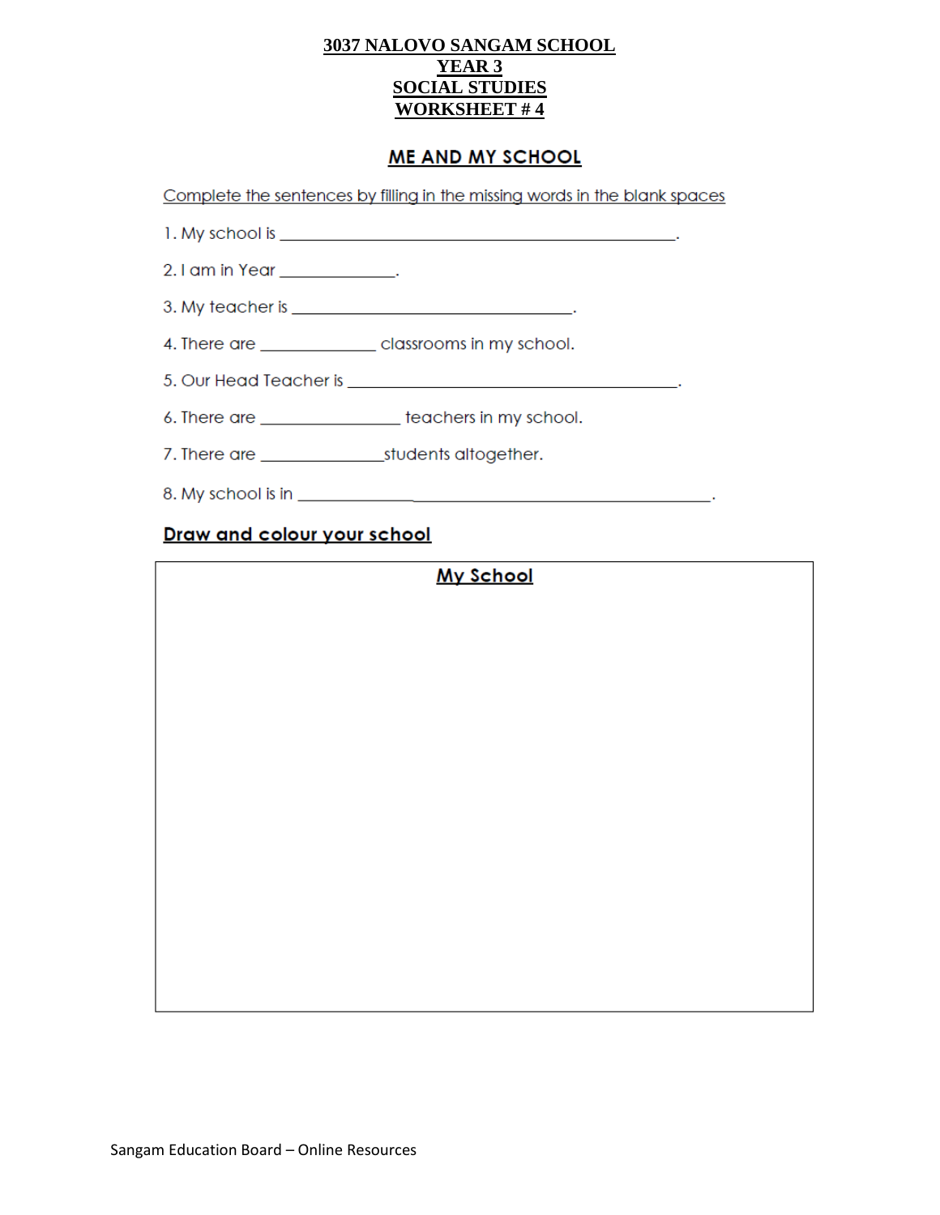**3037 NALOVO SANGAM SCHOOL**
**YEAR 3**
**SOCIAL STUDIES**
**WORKSHEET # 4**

## ME AND MY SCHOOL

Complete the sentences by filling in the missing words in the blank spaces

1. My school is _______________________________________________.

2. I am in Year _____________.

3. My teacher is ________________________________.

4. There are _____________ classrooms in my school.

5. Our Head Teacher is ______________________________________.

6. There are ________________ teachers in my school.

7. There are ______________students altogether.

8. My school is in _____________________________________________.

**Draw and colour your school**

**My School**

Sangam Education Board – Online Resources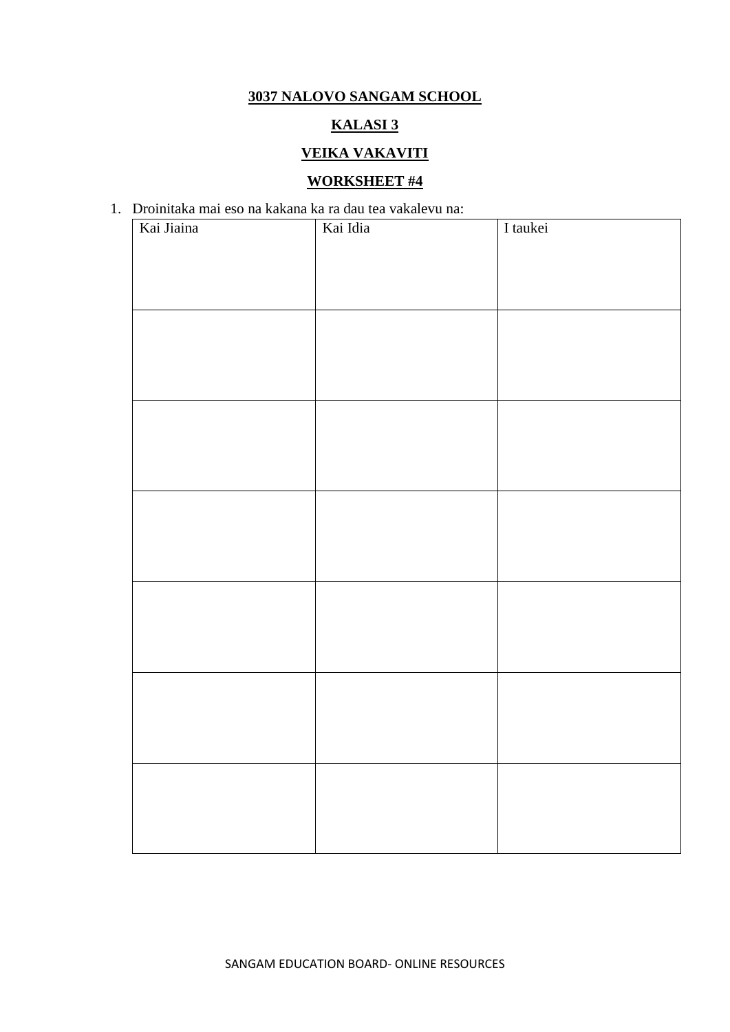**3037 NALOVO SANGAM SCHOOL**

**KALASI 3**

**VEIKA VAKAVITI**

**WORKSHEET #4**

1. Droinitaka mai eso na kakana ka ra dau tea vakalevu na:

| Kai Jiaina | Kai Idia | I taukei |
|---|---|---|
| | | |
| | | |
| | | |
| | | |
| | | |
| | | |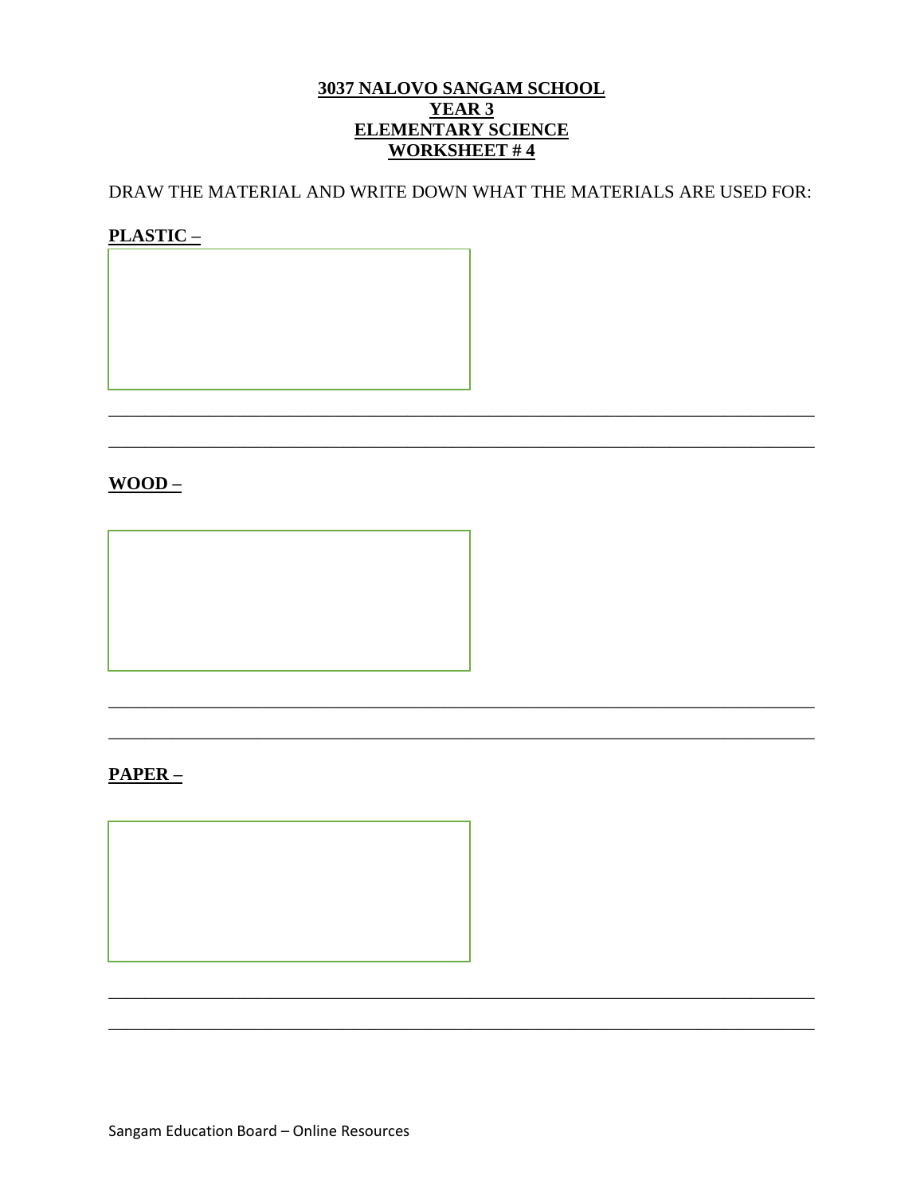**3037 NALOVO SANGAM SCHOOL**
**YEAR 3**
**ELEMENTARY SCIENCE**
**WORKSHEET # 4**

DRAW THE MATERIAL AND WRITE DOWN WHAT THE MATERIALS ARE USED FOR:

**PLASTIC –**

____________________________________________________________________________

____________________________________________________________________________

**WOOD –**

____________________________________________________________________________

____________________________________________________________________________

**PAPER –**

____________________________________________________________________________

____________________________________________________________________________

Sangam Education Board – Online Resources